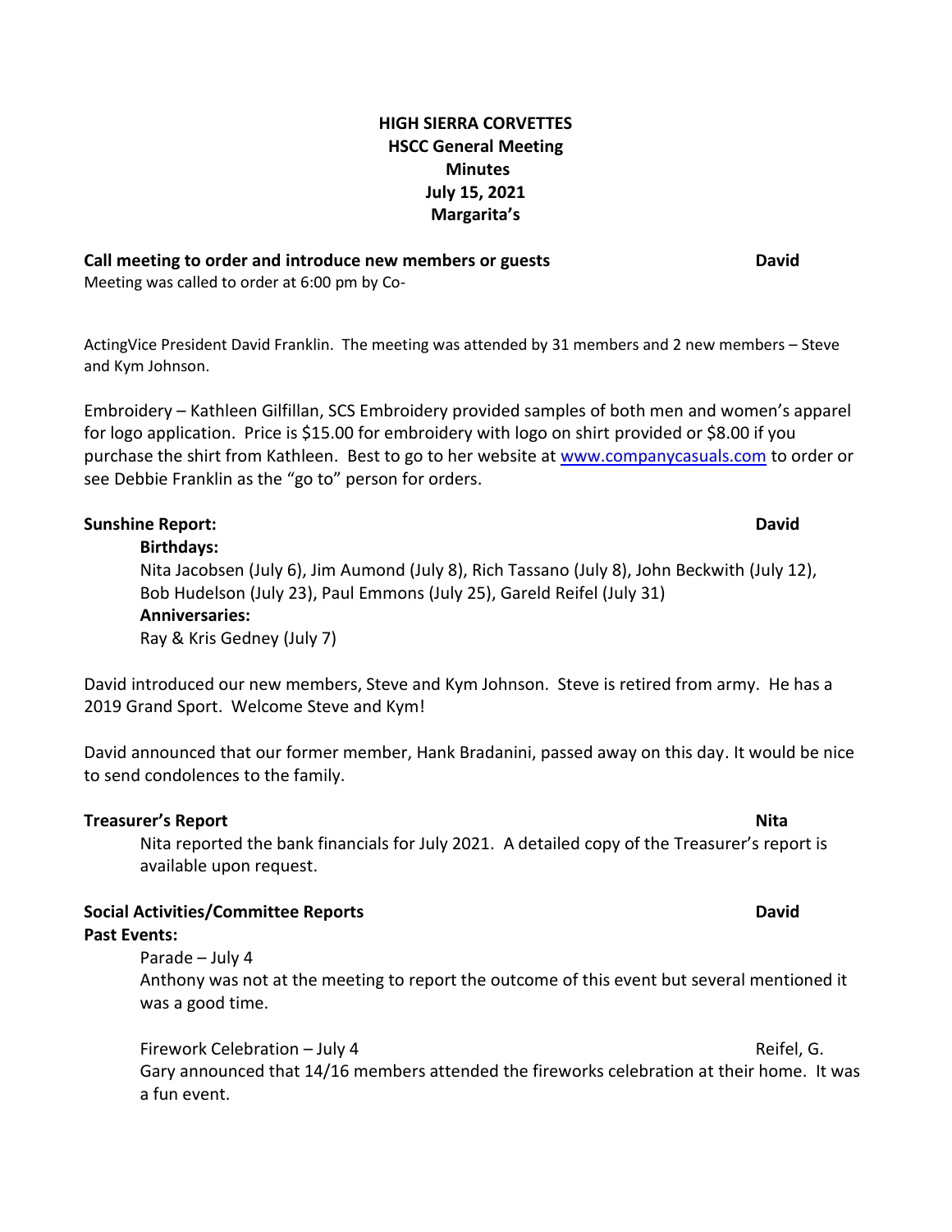**HIGH SIERRA CORVETTES**
**HSCC General Meeting**
**Minutes**
**July 15, 2021**
**Margarita's**

**Call meeting to order and introduce new members or guests** **David**

Meeting was called to order at 6:00 pm by Co-

ActingVice President David Franklin. The meeting was attended by 31 members and 2 new members – Steve and Kym Johnson.

Embroidery – Kathleen Gilfillan, SCS Embroidery provided samples of both men and women's apparel for logo application. Price is $15.00 for embroidery with logo on shirt provided or $8.00 if you purchase the shirt from Kathleen. Best to go to her website at www.companycasuals.com to order or see Debbie Franklin as the "go to" person for orders.

**Sunshine Report:** **David**

**Birthdays:**
Nita Jacobsen (July 6), Jim Aumond (July 8), Rich Tassano (July 8), John Beckwith (July 12), Bob Hudelson (July 23), Paul Emmons (July 25), Gareld Reifel (July 31)

**Anniversaries:**
Ray & Kris Gedney (July 7)

David introduced our new members, Steve and Kym Johnson. Steve is retired from army. He has a 2019 Grand Sport. Welcome Steve and Kym!

David announced that our former member, Hank Bradanini, passed away on this day. It would be nice to send condolences to the family.

**Treasurer's Report** **Nita**

Nita reported the bank financials for July 2021. A detailed copy of the Treasurer's report is available upon request.

**Social Activities/Committee Reports** **David**

**Past Events:**

Parade – July 4
Anthony was not at the meeting to report the outcome of this event but several mentioned it was a good time.

Firework Celebration – July 4 Reifel, G.
Gary announced that 14/16 members attended the fireworks celebration at their home. It was a fun event.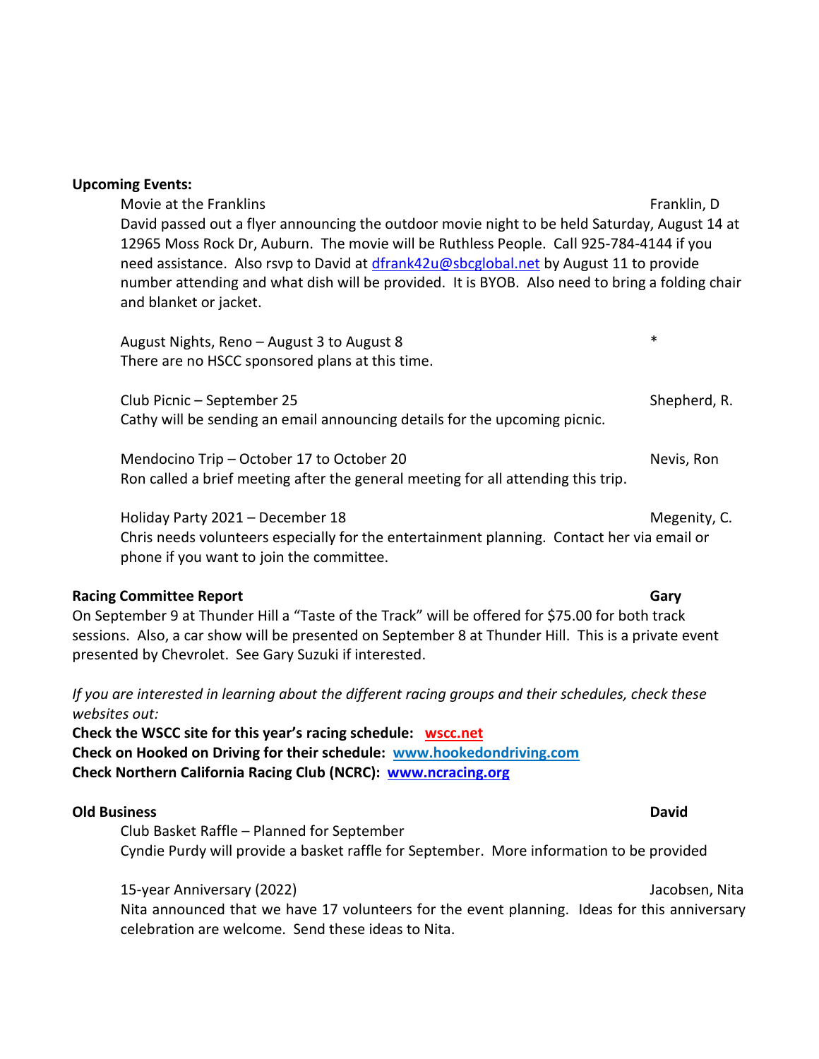**Upcoming Events:**

Movie at the Franklins — Franklin, D

David passed out a flyer announcing the outdoor movie night to be held Saturday, August 14 at 12965 Moss Rock Dr, Auburn. The movie will be Ruthless People. Call 925-784-4144 if you need assistance. Also rsvp to David at dfrank42u@sbcglobal.net by August 11 to provide number attending and what dish will be provided. It is BYOB. Also need to bring a folding chair and blanket or jacket.

August Nights, Reno – August 3 to August 8 — *

There are no HSCC sponsored plans at this time.

Club Picnic – September 25 — Shepherd, R.

Cathy will be sending an email announcing details for the upcoming picnic.

Mendocino Trip – October 17 to October 20 — Nevis, Ron

Ron called a brief meeting after the general meeting for all attending this trip.

Holiday Party 2021 – December 18 — Megenity, C.

Chris needs volunteers especially for the entertainment planning. Contact her via email or phone if you want to join the committee.

**Racing Committee Report** — **Gary**

On September 9 at Thunder Hill a "Taste of the Track" will be offered for $75.00 for both track sessions. Also, a car show will be presented on September 8 at Thunder Hill. This is a private event presented by Chevrolet. See Gary Suzuki if interested.

*If you are interested in learning about the different racing groups and their schedules, check these websites out:*

**Check the WSCC site for this year's racing schedule: wscc.net**

**Check on Hooked on Driving for their schedule: www.hookedondriving.com**

**Check Northern California Racing Club (NCRC): www.ncracing.org**

**Old Business** — **David**

Club Basket Raffle – Planned for September

Cyndie Purdy will provide a basket raffle for September. More information to be provided

15-year Anniversary (2022) — Jacobsen, Nita

Nita announced that we have 17 volunteers for the event planning. Ideas for this anniversary celebration are welcome. Send these ideas to Nita.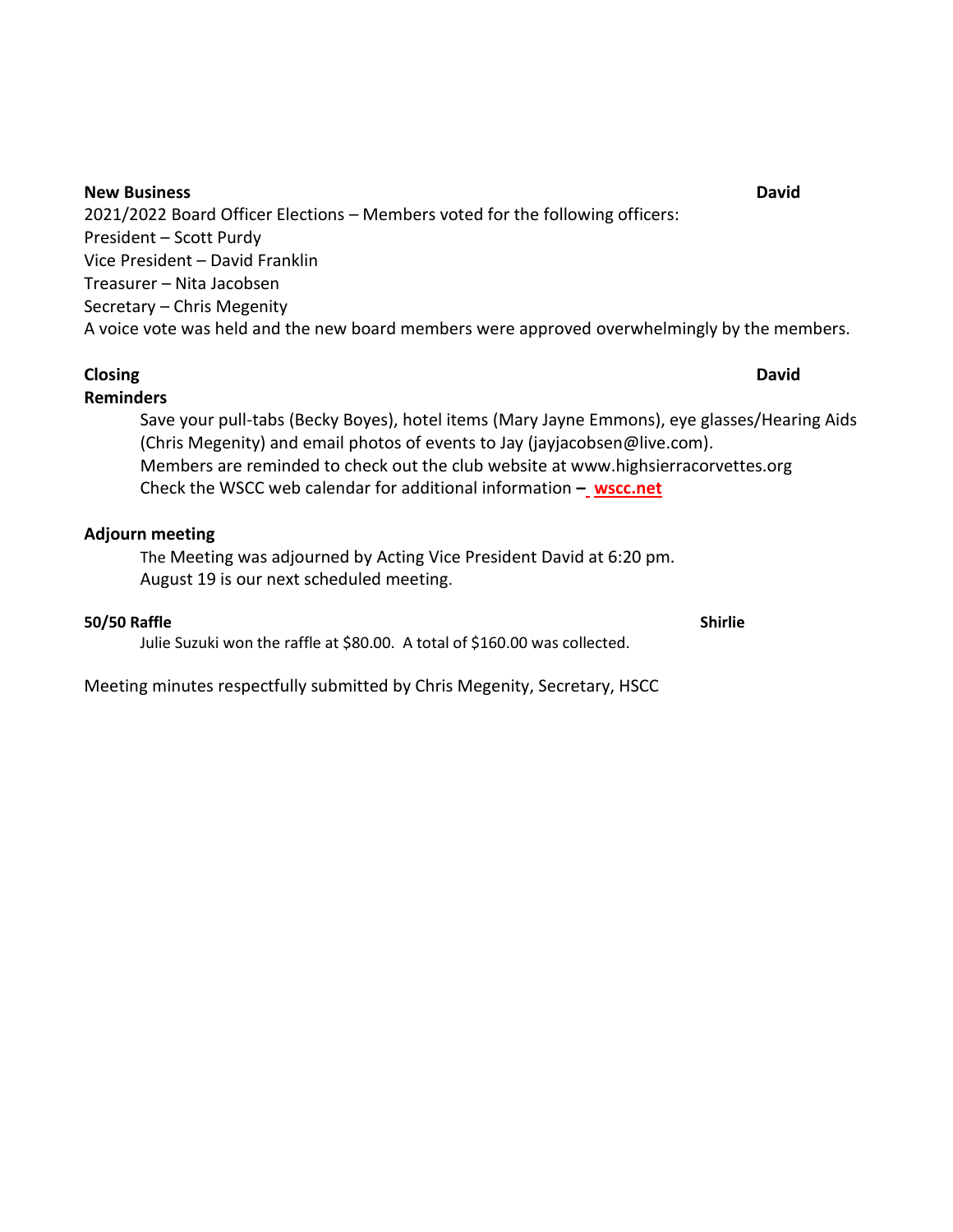**New Business** **David**

2021/2022 Board Officer Elections – Members voted for the following officers:

President – Scott Purdy

Vice President – David Franklin

Treasurer – Nita Jacobsen

Secretary – Chris Megenity

A voice vote was held and the new board members were approved overwhelmingly by the members.

**Closing** **David**

**Reminders**

Save your pull-tabs (Becky Boyes), hotel items (Mary Jayne Emmons), eye glasses/Hearing Aids (Chris Megenity) and email photos of events to Jay (jayjacobsen@live.com).

Members are reminded to check out the club website at www.highsierracorvettes.org

Check the WSCC web calendar for additional information **–** **wscc.net**

**Adjourn meeting**

The Meeting was adjourned by Acting Vice President David at 6:20 pm.

August 19 is our next scheduled meeting.

**50/50 Raffle** **Shirlie**

Julie Suzuki won the raffle at $80.00. A total of $160.00 was collected.

Meeting minutes respectfully submitted by Chris Megenity, Secretary, HSCC